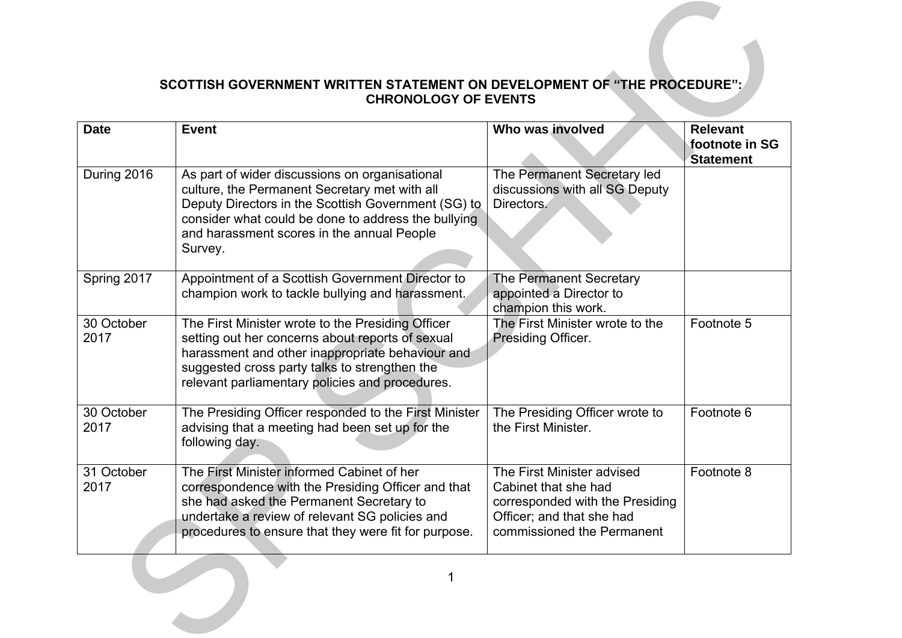**SCOTTISH GOVERNMENT WRITTEN STATEMENT ON DEVELOPMENT OF "THE PROCEDURE": CHRONOLOGY OF EVENTS**

| Date | Event | Who was involved | Relevant footnote in SG Statement |
|---|---|---|---|
| During 2016 | As part of wider discussions on organisational culture, the Permanent Secretary met with all Deputy Directors in the Scottish Government (SG) to consider what could be done to address the bullying and harassment scores in the annual People Survey. | The Permanent Secretary led discussions with all SG Deputy Directors. | |
| Spring 2017 | Appointment of a Scottish Government Director to champion work to tackle bullying and harassment. | The Permanent Secretary appointed a Director to champion this work. | |
| 30 October 2017 | The First Minister wrote to the Presiding Officer setting out her concerns about reports of sexual harassment and other inappropriate behaviour and suggested cross party talks to strengthen the relevant parliamentary policies and procedures. | The First Minister wrote to the Presiding Officer. | Footnote 5 |
| 30 October 2017 | The Presiding Officer responded to the First Minister advising that a meeting had been set up for the following day. | The Presiding Officer wrote to the First Minister. | Footnote 6 |
| 31 October 2017 | The First Minister informed Cabinet of her correspondence with the Presiding Officer and that she had asked the Permanent Secretary to undertake a review of relevant SG policies and procedures to ensure that they were fit for purpose. | The First Minister advised Cabinet that she had corresponded with the Presiding Officer; and that she had commissioned the Permanent | Footnote 8 |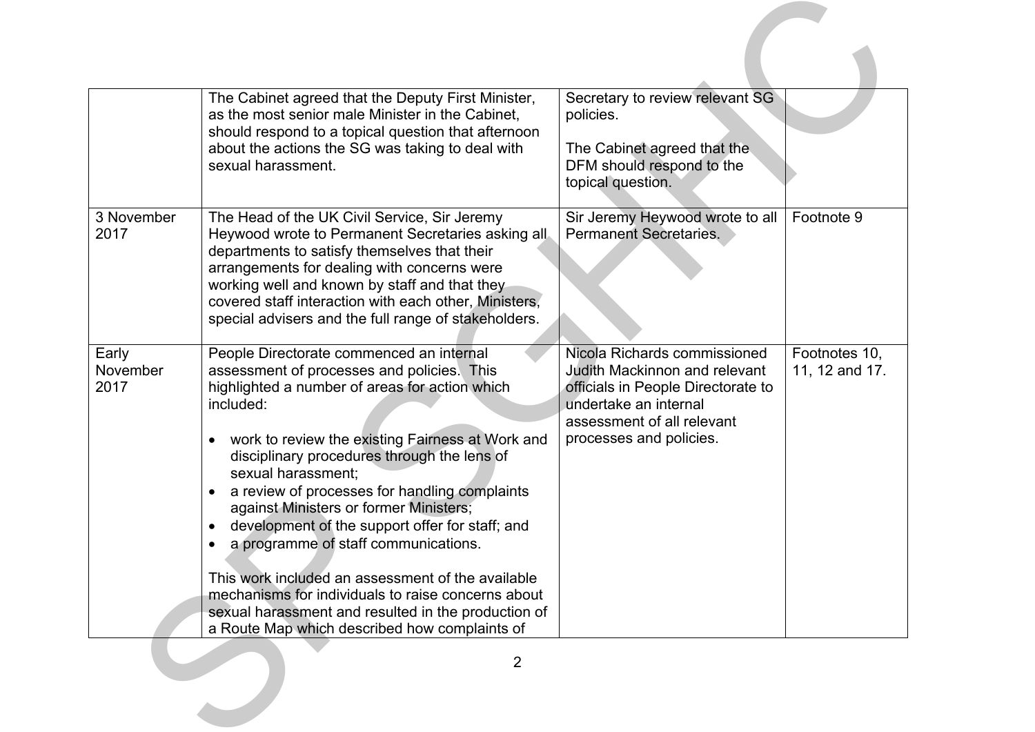| | | | |
|---|---|---|---|
| | The Cabinet agreed that the Deputy First Minister, as the most senior male Minister in the Cabinet, should respond to a topical question that afternoon about the actions the SG was taking to deal with sexual harassment. | Secretary to review relevant SG policies.<br><br>The Cabinet agreed that the DFM should respond to the topical question. | |
| 3 November 2017 | The Head of the UK Civil Service, Sir Jeremy Heywood wrote to Permanent Secretaries asking all departments to satisfy themselves that their arrangements for dealing with concerns were working well and known by staff and that they covered staff interaction with each other, Ministers, special advisers and the full range of stakeholders. | Sir Jeremy Heywood wrote to all Permanent Secretaries. | Footnote 9 |
| Early November 2017 | People Directorate commenced an internal assessment of processes and policies. This highlighted a number of areas for action which included:<br><br>• work to review the existing Fairness at Work and disciplinary procedures through the lens of sexual harassment;<br>• a review of processes for handling complaints against Ministers or former Ministers;<br>• development of the support offer for staff; and<br>• a programme of staff communications.<br><br>This work included an assessment of the available mechanisms for individuals to raise concerns about sexual harassment and resulted in the production of a Route Map which described how complaints of | Nicola Richards commissioned Judith Mackinnon and relevant officials in People Directorate to undertake an internal assessment of all relevant processes and policies. | Footnotes 10, 11, 12 and 17. |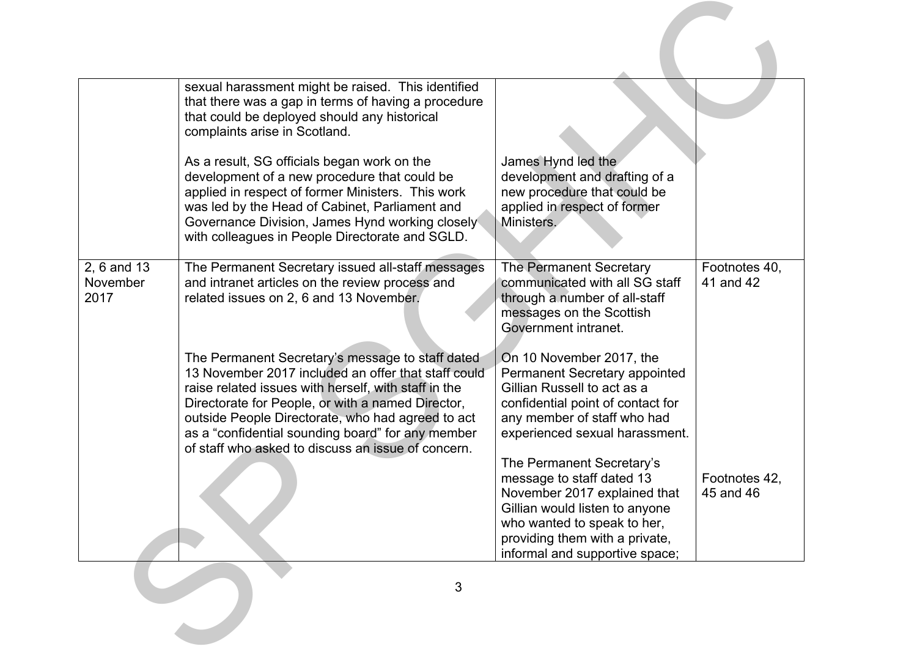| | | | |
|---|---|---|---|
| | sexual harassment might be raised. This identified that there was a gap in terms of having a procedure that could be deployed should any historical complaints arise in Scotland.<br><br>As a result, SG officials began work on the development of a new procedure that could be applied in respect of former Ministers. This work was led by the Head of Cabinet, Parliament and Governance Division, James Hynd working closely with colleagues in People Directorate and SGLD. | James Hynd led the development and drafting of a new procedure that could be applied in respect of former Ministers. | |
| 2, 6 and 13 November 2017 | The Permanent Secretary issued all-staff messages and intranet articles on the review process and related issues on 2, 6 and 13 November.<br><br>The Permanent Secretary's message to staff dated 13 November 2017 included an offer that staff could raise related issues with herself, with staff in the Directorate for People, or with a named Director, outside People Directorate, who had agreed to act as a "confidential sounding board" for any member of staff who asked to discuss an issue of concern. | The Permanent Secretary communicated with all SG staff through a number of all-staff messages on the Scottish Government intranet.<br><br>On 10 November 2017, the Permanent Secretary appointed Gillian Russell to act as a confidential point of contact for any member of staff who had experienced sexual harassment.<br><br>The Permanent Secretary's message to staff dated 13 November 2017 explained that Gillian would listen to anyone who wanted to speak to her, providing them with a private, informal and supportive space; | Footnotes 40, 41 and 42<br><br>Footnotes 42, 45 and 46 |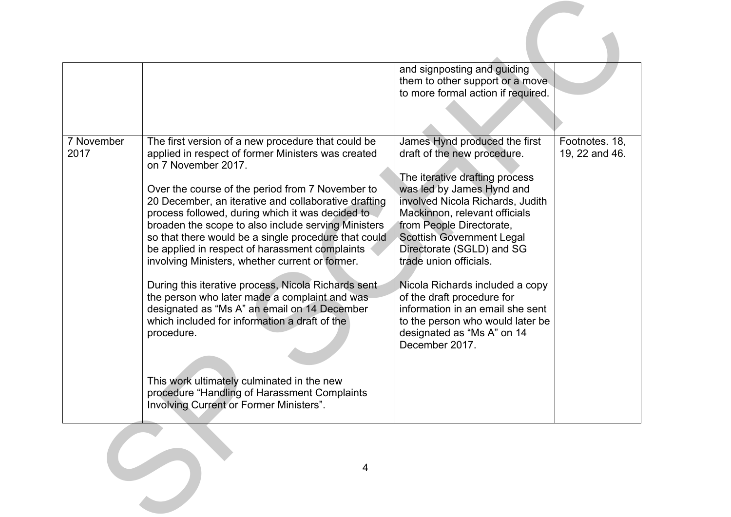| | | | |
|---|---|---|---|
| | | and signposting and guiding them to other support or a move to more formal action if required. | |
| 7 November 2017 | The first version of a new procedure that could be applied in respect of former Ministers was created on 7 November 2017.<br><br>Over the course of the period from 7 November to 20 December, an iterative and collaborative drafting process followed, during which it was decided to broaden the scope to also include serving Ministers so that there would be a single procedure that could be applied in respect of harassment complaints involving Ministers, whether current or former.<br><br>During this iterative process, Nicola Richards sent the person who later made a complaint and was designated as "Ms A" an email on 14 December which included for information a draft of the procedure.<br><br>This work ultimately culminated in the new procedure "Handling of Harassment Complaints Involving Current or Former Ministers". | James Hynd produced the first draft of the new procedure.<br><br>The iterative drafting process was led by James Hynd and involved Nicola Richards, Judith Mackinnon, relevant officials from People Directorate, Scottish Government Legal Directorate (SGLD) and SG trade union officials.<br><br>Nicola Richards included a copy of the draft procedure for information in an email she sent to the person who would later be designated as "Ms A" on 14 December 2017. | Footnotes. 18, 19, 22 and 46. |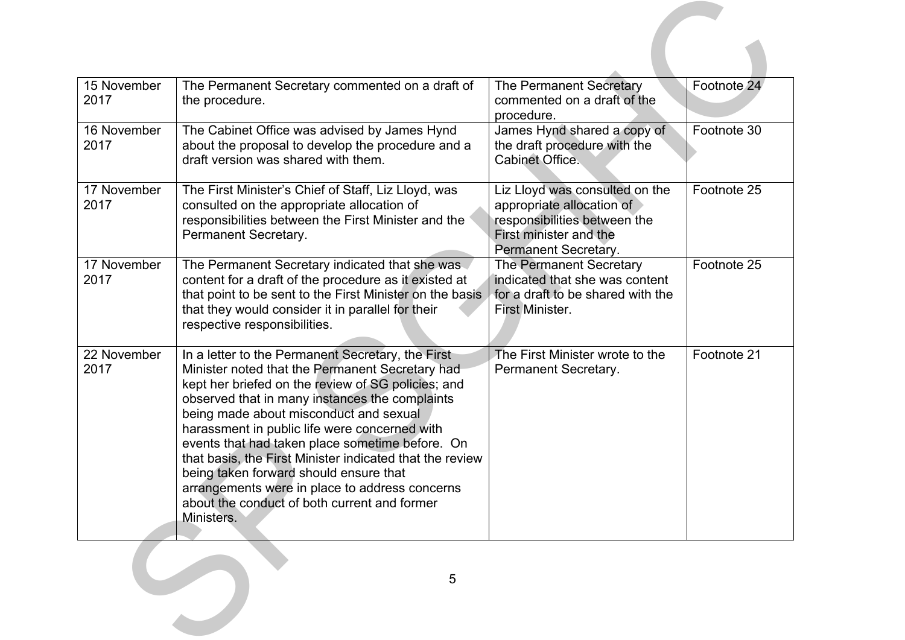| | | | |
|---|---|---|---|
| 15 November 2017 | The Permanent Secretary commented on a draft of the procedure. | The Permanent Secretary commented on a draft of the procedure. | Footnote 24 |
| 16 November 2017 | The Cabinet Office was advised by James Hynd about the proposal to develop the procedure and a draft version was shared with them. | James Hynd shared a copy of the draft procedure with the Cabinet Office. | Footnote 30 |
| 17 November 2017 | The First Minister's Chief of Staff, Liz Lloyd, was consulted on the appropriate allocation of responsibilities between the First Minister and the Permanent Secretary. | Liz Lloyd was consulted on the appropriate allocation of responsibilities between the First minister and the Permanent Secretary. | Footnote 25 |
| 17 November 2017 | The Permanent Secretary indicated that she was content for a draft of the procedure as it existed at that point to be sent to the First Minister on the basis that they would consider it in parallel for their respective responsibilities. | The Permanent Secretary indicated that she was content for a draft to be shared with the First Minister. | Footnote 25 |
| 22 November 2017 | In a letter to the Permanent Secretary, the First Minister noted that the Permanent Secretary had kept her briefed on the review of SG policies; and observed that in many instances the complaints being made about misconduct and sexual harassment in public life were concerned with events that had taken place sometime before. On that basis, the First Minister indicated that the review being taken forward should ensure that arrangements were in place to address concerns about the conduct of both current and former Ministers. | The First Minister wrote to the Permanent Secretary. | Footnote 21 |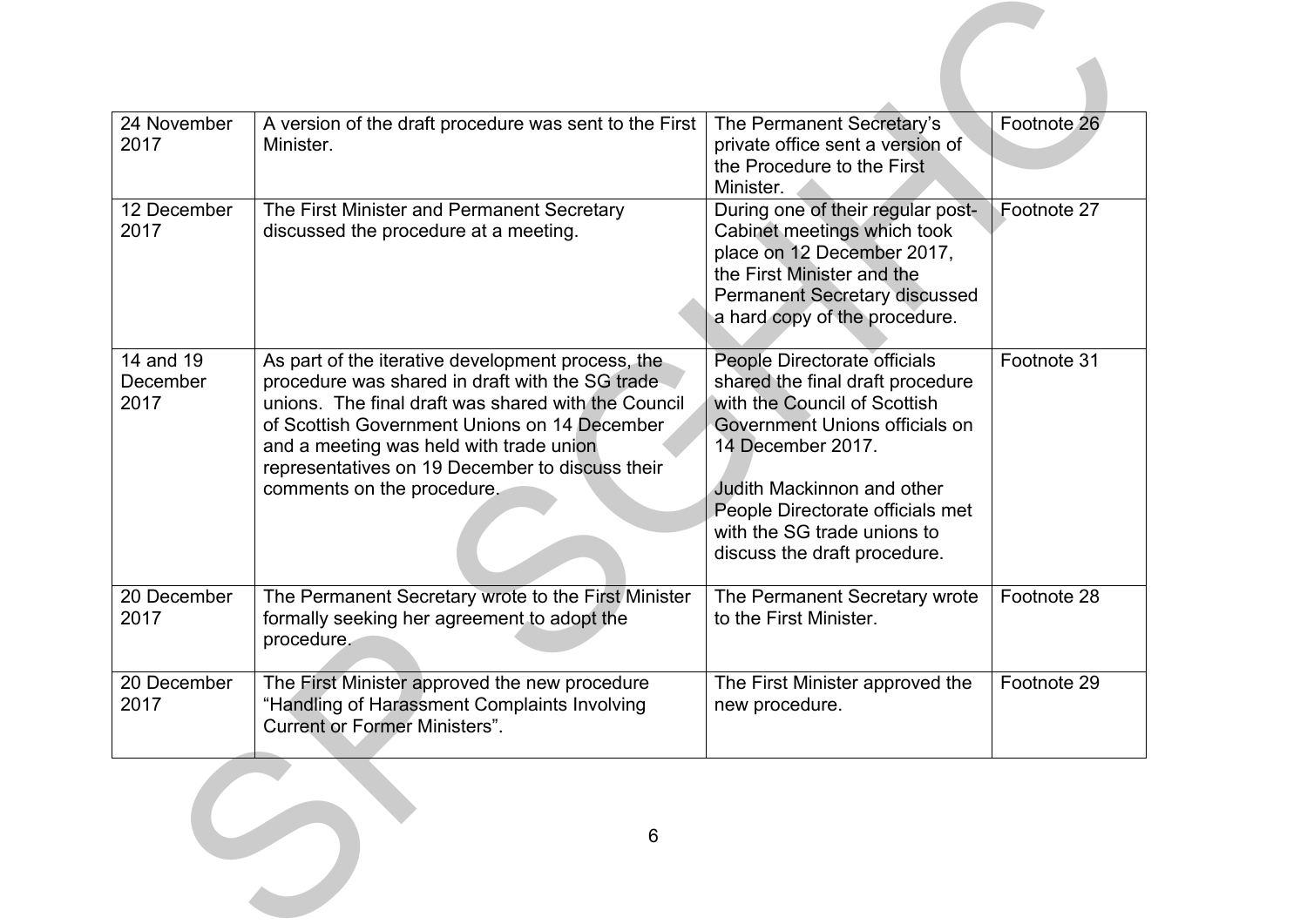| | | | |
|---|---|---|---|
| 24 November 2017 | A version of the draft procedure was sent to the First Minister. | The Permanent Secretary's private office sent a version of the Procedure to the First Minister. | Footnote 26 |
| 12 December 2017 | The First Minister and Permanent Secretary discussed the procedure at a meeting. | During one of their regular post-Cabinet meetings which took place on 12 December 2017, the First Minister and the Permanent Secretary discussed a hard copy of the procedure. | Footnote 27 |
| 14 and 19 December 2017 | As part of the iterative development process, the procedure was shared in draft with the SG trade unions. The final draft was shared with the Council of Scottish Government Unions on 14 December and a meeting was held with trade union representatives on 19 December to discuss their comments on the procedure. | People Directorate officials shared the final draft procedure with the Council of Scottish Government Unions officials on 14 December 2017.<br><br>Judith Mackinnon and other People Directorate officials met with the SG trade unions to discuss the draft procedure. | Footnote 31 |
| 20 December 2017 | The Permanent Secretary wrote to the First Minister formally seeking her agreement to adopt the procedure. | The Permanent Secretary wrote to the First Minister. | Footnote 28 |
| 20 December 2017 | The First Minister approved the new procedure "Handling of Harassment Complaints Involving Current or Former Ministers". | The First Minister approved the new procedure. | Footnote 29 |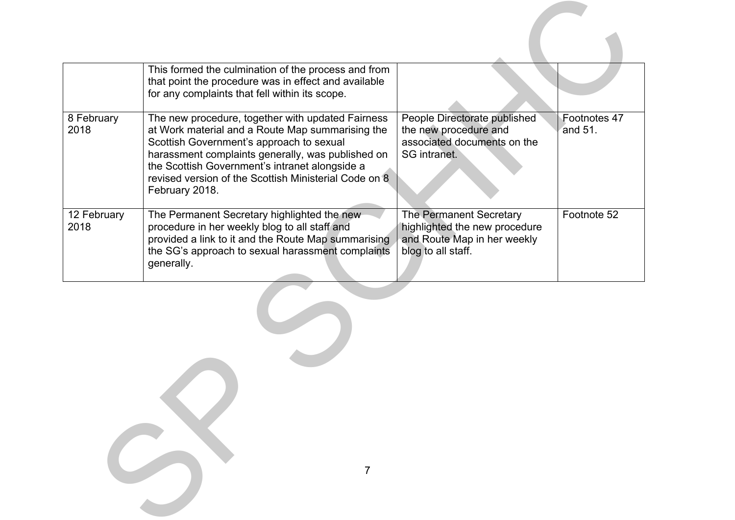| | | | |
|---|---|---|---|
| | This formed the culmination of the process and from that point the procedure was in effect and available for any complaints that fell within its scope. | | |
| 8 February 2018 | The new procedure, together with updated Fairness at Work material and a Route Map summarising the Scottish Government's approach to sexual harassment complaints generally, was published on the Scottish Government's intranet alongside a revised version of the Scottish Ministerial Code on 8 February 2018. | People Directorate published the new procedure and associated documents on the SG intranet. | Footnotes 47 and 51. |
| 12 February 2018 | The Permanent Secretary highlighted the new procedure in her weekly blog to all staff and provided a link to it and the Route Map summarising the SG's approach to sexual harassment complaints generally. | The Permanent Secretary highlighted the new procedure and Route Map in her weekly blog to all staff. | Footnote 52 |